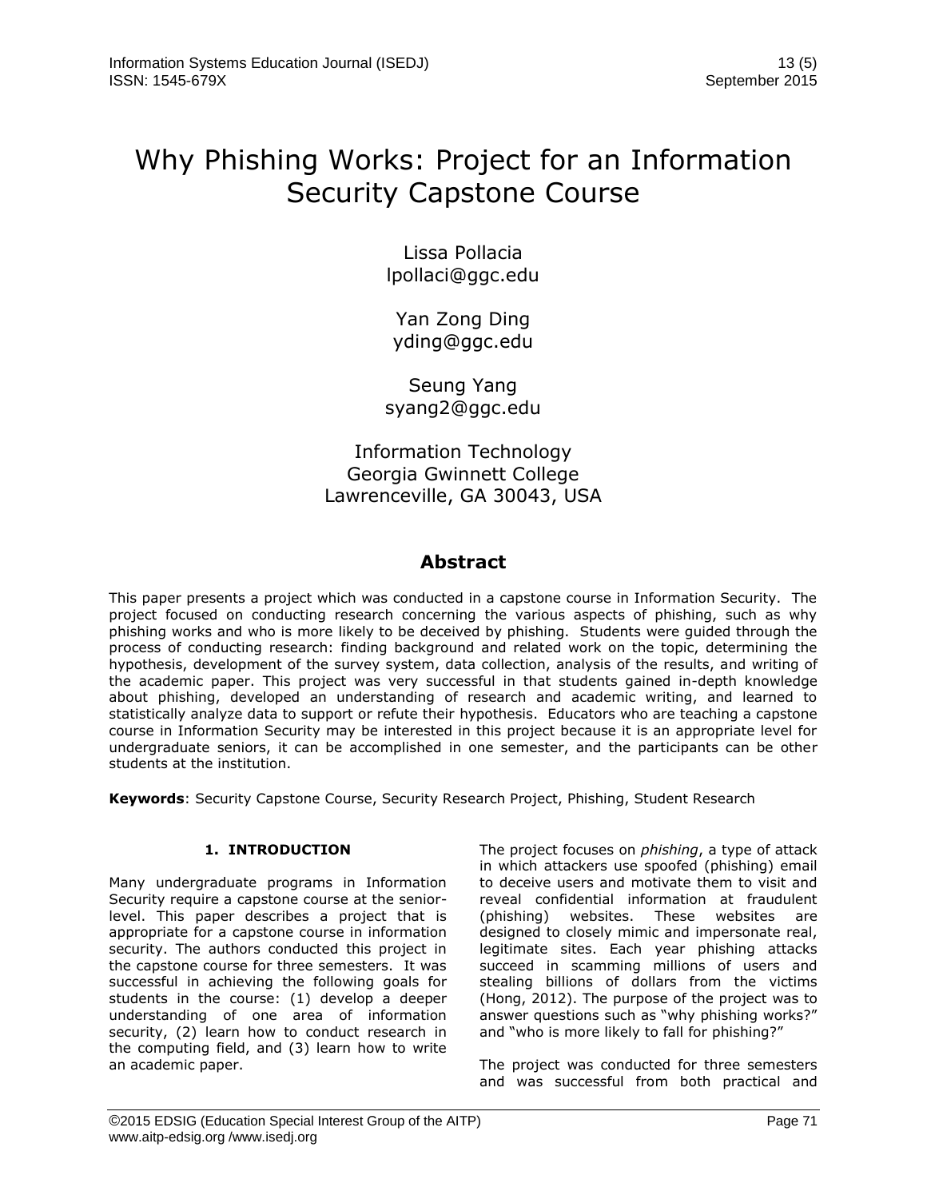# Why Phishing Works: Project for an Information Security Capstone Course

Lissa Pollacia
lpollaci@ggc.edu

Yan Zong Ding
yding@ggc.edu

Seung Yang
syang2@ggc.edu

Information Technology
Georgia Gwinnett College
Lawrenceville, GA 30043, USA

## Abstract

This paper presents a project which was conducted in a capstone course in Information Security. The project focused on conducting research concerning the various aspects of phishing, such as why phishing works and who is more likely to be deceived by phishing. Students were guided through the process of conducting research: finding background and related work on the topic, determining the hypothesis, development of the survey system, data collection, analysis of the results, and writing of the academic paper. This project was very successful in that students gained in-depth knowledge about phishing, developed an understanding of research and academic writing, and learned to statistically analyze data to support or refute their hypothesis. Educators who are teaching a capstone course in Information Security may be interested in this project because it is an appropriate level for undergraduate seniors, it can be accomplished in one semester, and the participants can be other students at the institution.

**Keywords**: Security Capstone Course, Security Research Project, Phishing, Student Research

## 1. INTRODUCTION

Many undergraduate programs in Information Security require a capstone course at the senior-level. This paper describes a project that is appropriate for a capstone course in information security. The authors conducted this project in the capstone course for three semesters. It was successful in achieving the following goals for students in the course: (1) develop a deeper understanding of one area of information security, (2) learn how to conduct research in the computing field, and (3) learn how to write an academic paper.

The project focuses on *phishing*, a type of attack in which attackers use spoofed (phishing) email to deceive users and motivate them to visit and reveal confidential information at fraudulent (phishing) websites. These websites are designed to closely mimic and impersonate real, legitimate sites. Each year phishing attacks succeed in scamming millions of users and stealing billions of dollars from the victims (Hong, 2012). The purpose of the project was to answer questions such as "why phishing works?" and "who is more likely to fall for phishing?"

The project was conducted for three semesters and was successful from both practical and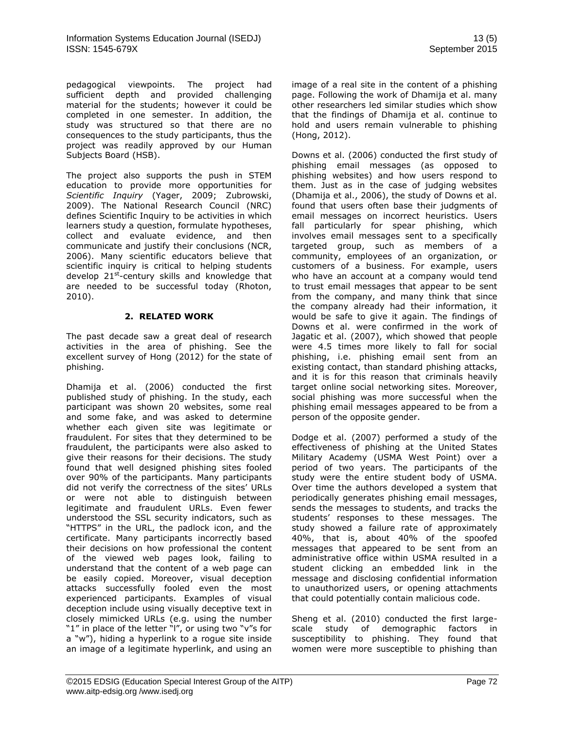pedagogical viewpoints. The project had sufficient depth and provided challenging material for the students; however it could be completed in one semester. In addition, the study was structured so that there are no consequences to the study participants, thus the project was readily approved by our Human Subjects Board (HSB).

The project also supports the push in STEM education to provide more opportunities for *Scientific Inquiry* (Yager, 2009; Zubrowski, 2009). The National Research Council (NRC) defines Scientific Inquiry to be activities in which learners study a question, formulate hypotheses, collect and evaluate evidence, and then communicate and justify their conclusions (NCR, 2006). Many scientific educators believe that scientific inquiry is critical to helping students develop 21st-century skills and knowledge that are needed to be successful today (Rhoton, 2010).

## 2. RELATED WORK

The past decade saw a great deal of research activities in the area of phishing. See the excellent survey of Hong (2012) for the state of phishing.

Dhamija et al. (2006) conducted the first published study of phishing. In the study, each participant was shown 20 websites, some real and some fake, and was asked to determine whether each given site was legitimate or fraudulent. For sites that they determined to be fraudulent, the participants were also asked to give their reasons for their decisions. The study found that well designed phishing sites fooled over 90% of the participants. Many participants did not verify the correctness of the sites' URLs or were not able to distinguish between legitimate and fraudulent URLs. Even fewer understood the SSL security indicators, such as "HTTPS" in the URL, the padlock icon, and the certificate. Many participants incorrectly based their decisions on how professional the content of the viewed web pages look, failing to understand that the content of a web page can be easily copied. Moreover, visual deception attacks successfully fooled even the most experienced participants. Examples of visual deception include using visually deceptive text in closely mimicked URLs (e.g. using the number "1" in place of the letter "l", or using two "v"s for a "w"), hiding a hyperlink to a rogue site inside an image of a legitimate hyperlink, and using an image of a real site in the content of a phishing page. Following the work of Dhamija et al. many other researchers led similar studies which show that the findings of Dhamija et al. continue to hold and users remain vulnerable to phishing (Hong, 2012).

Downs et al. (2006) conducted the first study of phishing email messages (as opposed to phishing websites) and how users respond to them. Just as in the case of judging websites (Dhamija et al., 2006), the study of Downs et al. found that users often base their judgments of email messages on incorrect heuristics. Users fall particularly for spear phishing, which involves email messages sent to a specifically targeted group, such as members of a community, employees of an organization, or customers of a business. For example, users who have an account at a company would tend to trust email messages that appear to be sent from the company, and many think that since the company already had their information, it would be safe to give it again. The findings of Downs et al. were confirmed in the work of Jagatic et al. (2007), which showed that people were 4.5 times more likely to fall for social phishing, i.e. phishing email sent from an existing contact, than standard phishing attacks, and it is for this reason that criminals heavily target online social networking sites. Moreover, social phishing was more successful when the phishing email messages appeared to be from a person of the opposite gender.

Dodge et al. (2007) performed a study of the effectiveness of phishing at the United States Military Academy (USMA West Point) over a period of two years. The participants of the study were the entire student body of USMA. Over time the authors developed a system that periodically generates phishing email messages, sends the messages to students, and tracks the students' responses to these messages. The study showed a failure rate of approximately 40%, that is, about 40% of the spoofed messages that appeared to be sent from an administrative office within USMA resulted in a student clicking an embedded link in the message and disclosing confidential information to unauthorized users, or opening attachments that could potentially contain malicious code.

Sheng et al. (2010) conducted the first large-scale study of demographic factors in susceptibility to phishing. They found that women were more susceptible to phishing than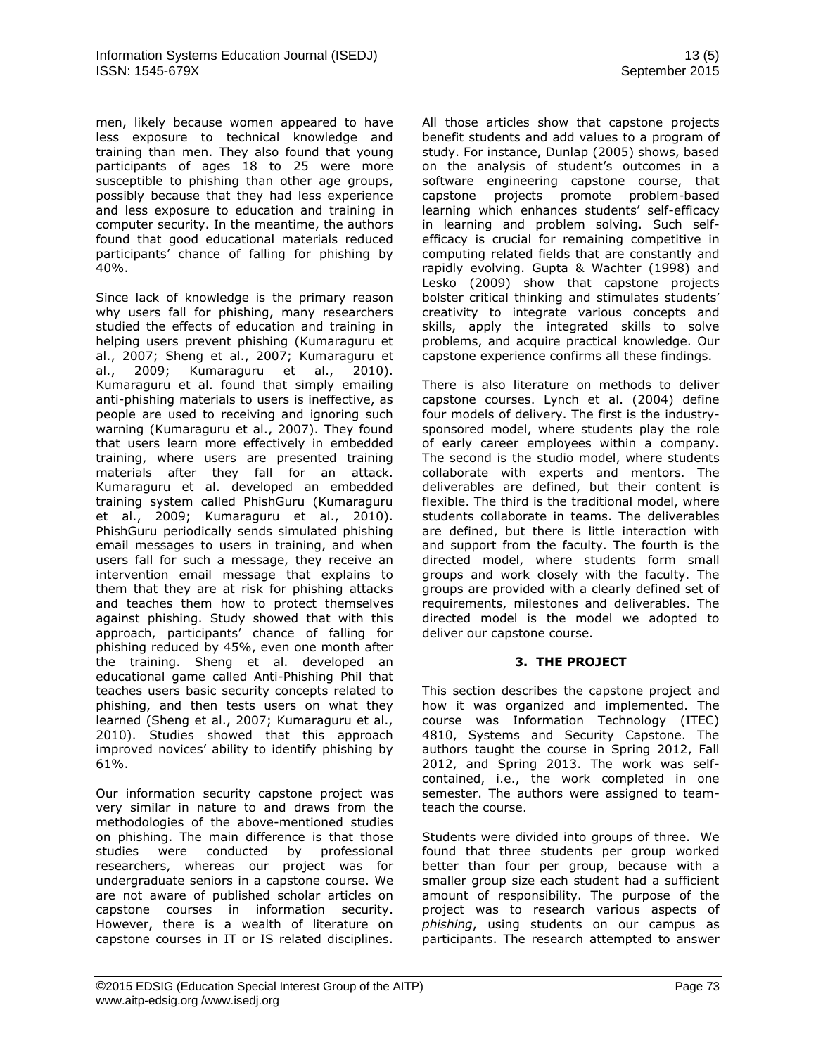men, likely because women appeared to have less exposure to technical knowledge and training than men. They also found that young participants of ages 18 to 25 were more susceptible to phishing than other age groups, possibly because that they had less experience and less exposure to education and training in computer security. In the meantime, the authors found that good educational materials reduced participants' chance of falling for phishing by 40%.

Since lack of knowledge is the primary reason why users fall for phishing, many researchers studied the effects of education and training in helping users prevent phishing (Kumaraguru et al., 2007; Sheng et al., 2007; Kumaraguru et al., 2009; Kumaraguru et al., 2010). Kumaraguru et al. found that simply emailing anti-phishing materials to users is ineffective, as people are used to receiving and ignoring such warning (Kumaraguru et al., 2007). They found that users learn more effectively in embedded training, where users are presented training materials after they fall for an attack. Kumaraguru et al. developed an embedded training system called PhishGuru (Kumaraguru et al., 2009; Kumaraguru et al., 2010). PhishGuru periodically sends simulated phishing email messages to users in training, and when users fall for such a message, they receive an intervention email message that explains to them that they are at risk for phishing attacks and teaches them how to protect themselves against phishing. Study showed that with this approach, participants' chance of falling for phishing reduced by 45%, even one month after the training. Sheng et al. developed an educational game called Anti-Phishing Phil that teaches users basic security concepts related to phishing, and then tests users on what they learned (Sheng et al., 2007; Kumaraguru et al., 2010). Studies showed that this approach improved novices' ability to identify phishing by 61%.

Our information security capstone project was very similar in nature to and draws from the methodologies of the above-mentioned studies on phishing. The main difference is that those studies were conducted by professional researchers, whereas our project was for undergraduate seniors in a capstone course. We are not aware of published scholar articles on capstone courses in information security. However, there is a wealth of literature on capstone courses in IT or IS related disciplines. All those articles show that capstone projects benefit students and add values to a program of study. For instance, Dunlap (2005) shows, based on the analysis of student's outcomes in a software engineering capstone course, that capstone projects promote problem-based learning which enhances students' self-efficacy in learning and problem solving. Such self-efficacy is crucial for remaining competitive in computing related fields that are constantly and rapidly evolving. Gupta & Wachter (1998) and Lesko (2009) show that capstone projects bolster critical thinking and stimulates students' creativity to integrate various concepts and skills, apply the integrated skills to solve problems, and acquire practical knowledge. Our capstone experience confirms all these findings.

There is also literature on methods to deliver capstone courses. Lynch et al. (2004) define four models of delivery. The first is the industry-sponsored model, where students play the role of early career employees within a company. The second is the studio model, where students collaborate with experts and mentors. The deliverables are defined, but their content is flexible. The third is the traditional model, where students collaborate in teams. The deliverables are defined, but there is little interaction with and support from the faculty. The fourth is the directed model, where students form small groups and work closely with the faculty. The groups are provided with a clearly defined set of requirements, milestones and deliverables. The directed model is the model we adopted to deliver our capstone course.

## 3. THE PROJECT

This section describes the capstone project and how it was organized and implemented. The course was Information Technology (ITEC) 4810, Systems and Security Capstone. The authors taught the course in Spring 2012, Fall 2012, and Spring 2013. The work was self-contained, i.e., the work completed in one semester. The authors were assigned to team-teach the course.

Students were divided into groups of three. We found that three students per group worked better than four per group, because with a smaller group size each student had a sufficient amount of responsibility. The purpose of the project was to research various aspects of *phishing*, using students on our campus as participants. The research attempted to answer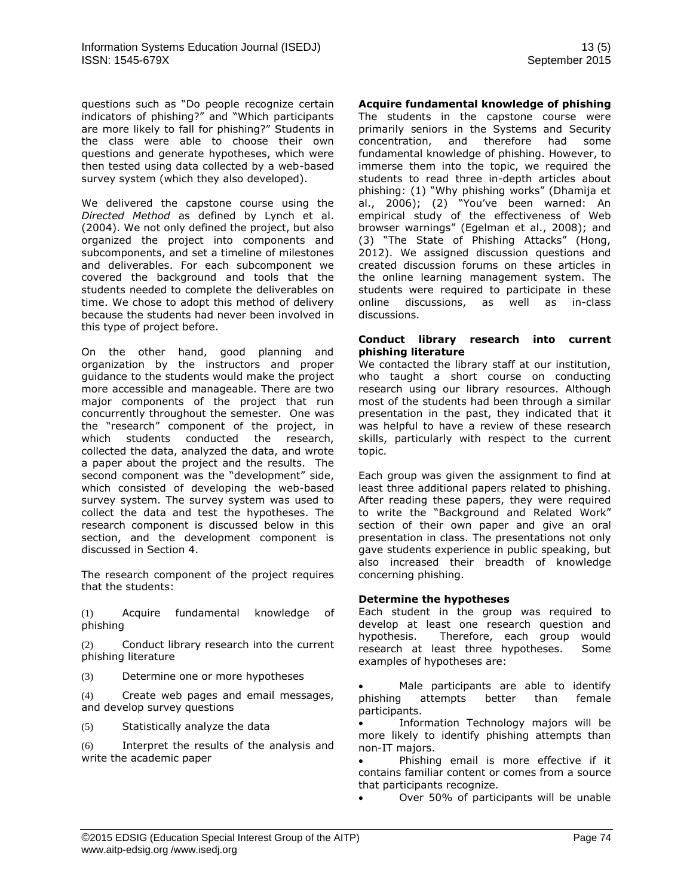questions such as "Do people recognize certain indicators of phishing?" and "Which participants are more likely to fall for phishing?" Students in the class were able to choose their own questions and generate hypotheses, which were then tested using data collected by a web-based survey system (which they also developed).

We delivered the capstone course using the *Directed Method* as defined by Lynch et al. (2004). We not only defined the project, but also organized the project into components and subcomponents, and set a timeline of milestones and deliverables. For each subcomponent we covered the background and tools that the students needed to complete the deliverables on time. We chose to adopt this method of delivery because the students had never been involved in this type of project before.

On the other hand, good planning and organization by the instructors and proper guidance to the students would make the project more accessible and manageable. There are two major components of the project that run concurrently throughout the semester. One was the "research" component of the project, in which students conducted the research, collected the data, analyzed the data, and wrote a paper about the project and the results. The second component was the "development" side, which consisted of developing the web-based survey system. The survey system was used to collect the data and test the hypotheses. The research component is discussed below in this section, and the development component is discussed in Section 4.

The research component of the project requires that the students:

(1) Acquire fundamental knowledge of phishing

(2) Conduct library research into the current phishing literature

(3) Determine one or more hypotheses

(4) Create web pages and email messages, and develop survey questions

(5) Statistically analyze the data

(6) Interpret the results of the analysis and write the academic paper

**Acquire fundamental knowledge of phishing**

The students in the capstone course were primarily seniors in the Systems and Security concentration, and therefore had some fundamental knowledge of phishing. However, to immerse them into the topic, we required the students to read three in-depth articles about phishing: (1) "Why phishing works" (Dhamija et al., 2006); (2) "You've been warned: An empirical study of the effectiveness of Web browser warnings" (Egelman et al., 2008); and (3) "The State of Phishing Attacks" (Hong, 2012). We assigned discussion questions and created discussion forums on these articles in the online learning management system. The students were required to participate in these online discussions, as well as in-class discussions.

**Conduct library research into current phishing literature**

We contacted the library staff at our institution, who taught a short course on conducting research using our library resources. Although most of the students had been through a similar presentation in the past, they indicated that it was helpful to have a review of these research skills, particularly with respect to the current topic.

Each group was given the assignment to find at least three additional papers related to phishing. After reading these papers, they were required to write the "Background and Related Work" section of their own paper and give an oral presentation in class. The presentations not only gave students experience in public speaking, but also increased their breadth of knowledge concerning phishing.

**Determine the hypotheses**

Each student in the group was required to develop at least one research question and hypothesis. Therefore, each group would research at least three hypotheses. Some examples of hypotheses are:

- Male participants are able to identify phishing attempts better than female participants.
- Information Technology majors will be more likely to identify phishing attempts than non-IT majors.
- Phishing email is more effective if it contains familiar content or comes from a source that participants recognize.
- Over 50% of participants will be unable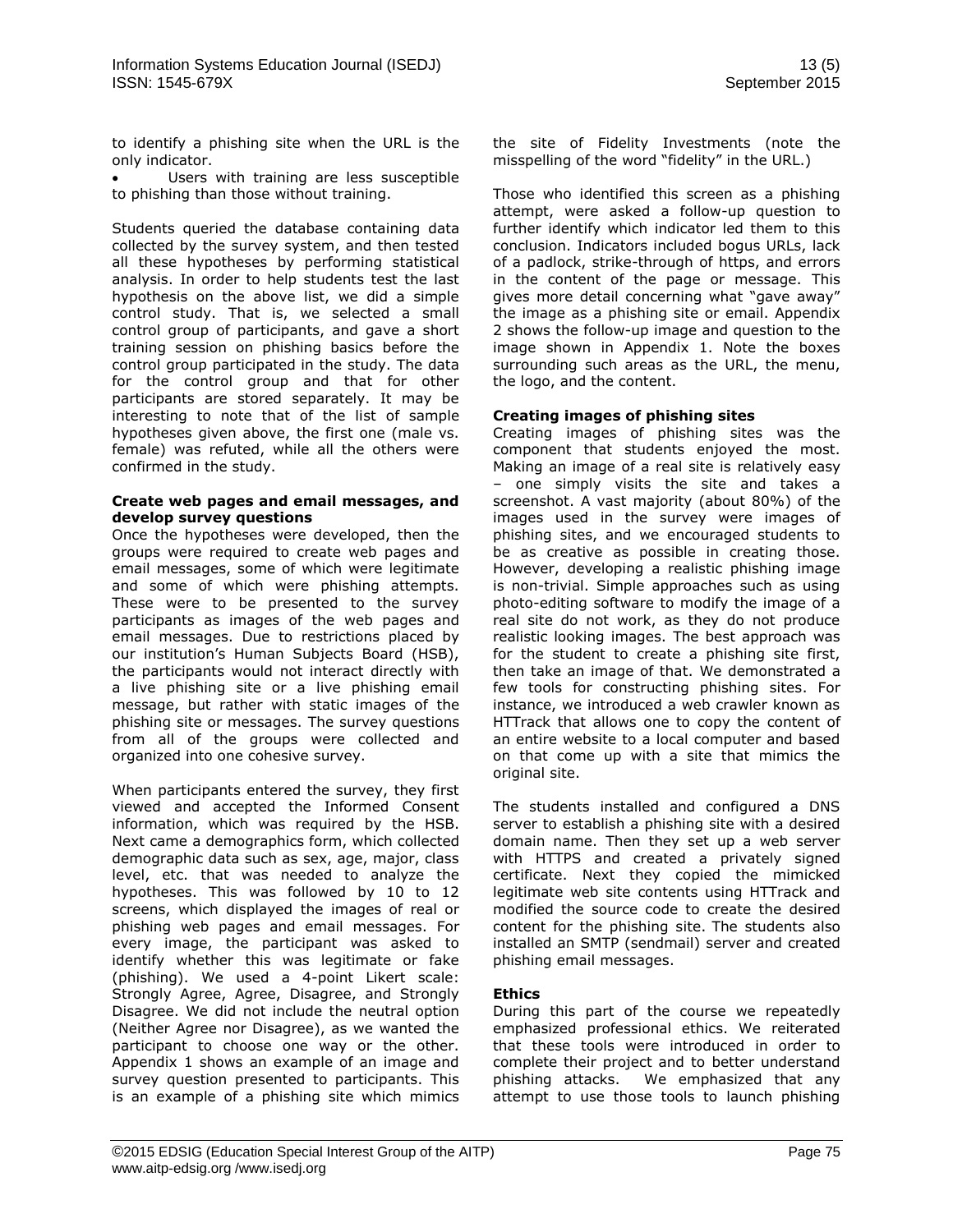to identify a phishing site when the URL is the only indicator.

- Users with training are less susceptible to phishing than those without training.

Students queried the database containing data collected by the survey system, and then tested all these hypotheses by performing statistical analysis. In order to help students test the last hypothesis on the above list, we did a simple control study. That is, we selected a small control group of participants, and gave a short training session on phishing basics before the control group participated in the study. The data for the control group and that for other participants are stored separately. It may be interesting to note that of the list of sample hypotheses given above, the first one (male vs. female) was refuted, while all the others were confirmed in the study.

**Create web pages and email messages, and develop survey questions**

Once the hypotheses were developed, then the groups were required to create web pages and email messages, some of which were legitimate and some of which were phishing attempts. These were to be presented to the survey participants as images of the web pages and email messages. Due to restrictions placed by our institution's Human Subjects Board (HSB), the participants would not interact directly with a live phishing site or a live phishing email message, but rather with static images of the phishing site or messages. The survey questions from all of the groups were collected and organized into one cohesive survey.

When participants entered the survey, they first viewed and accepted the Informed Consent information, which was required by the HSB. Next came a demographics form, which collected demographic data such as sex, age, major, class level, etc. that was needed to analyze the hypotheses. This was followed by 10 to 12 screens, which displayed the images of real or phishing web pages and email messages. For every image, the participant was asked to identify whether this was legitimate or fake (phishing). We used a 4-point Likert scale: Strongly Agree, Agree, Disagree, and Strongly Disagree. We did not include the neutral option (Neither Agree nor Disagree), as we wanted the participant to choose one way or the other. Appendix 1 shows an example of an image and survey question presented to participants. This is an example of a phishing site which mimics the site of Fidelity Investments (note the misspelling of the word "fidelity" in the URL.)

Those who identified this screen as a phishing attempt, were asked a follow-up question to further identify which indicator led them to this conclusion. Indicators included bogus URLs, lack of a padlock, strike-through of https, and errors in the content of the page or message. This gives more detail concerning what "gave away" the image as a phishing site or email. Appendix 2 shows the follow-up image and question to the image shown in Appendix 1. Note the boxes surrounding such areas as the URL, the menu, the logo, and the content.

**Creating images of phishing sites**

Creating images of phishing sites was the component that students enjoyed the most. Making an image of a real site is relatively easy – one simply visits the site and takes a screenshot. A vast majority (about 80%) of the images used in the survey were images of phishing sites, and we encouraged students to be as creative as possible in creating those. However, developing a realistic phishing image is non-trivial. Simple approaches such as using photo-editing software to modify the image of a real site do not work, as they do not produce realistic looking images. The best approach was for the student to create a phishing site first, then take an image of that. We demonstrated a few tools for constructing phishing sites. For instance, we introduced a web crawler known as HTTrack that allows one to copy the content of an entire website to a local computer and based on that come up with a site that mimics the original site.

The students installed and configured a DNS server to establish a phishing site with a desired domain name. Then they set up a web server with HTTPS and created a privately signed certificate. Next they copied the mimicked legitimate web site contents using HTTrack and modified the source code to create the desired content for the phishing site. The students also installed an SMTP (sendmail) server and created phishing email messages.

**Ethics**

During this part of the course we repeatedly emphasized professional ethics. We reiterated that these tools were introduced in order to complete their project and to better understand phishing attacks. We emphasized that any attempt to use those tools to launch phishing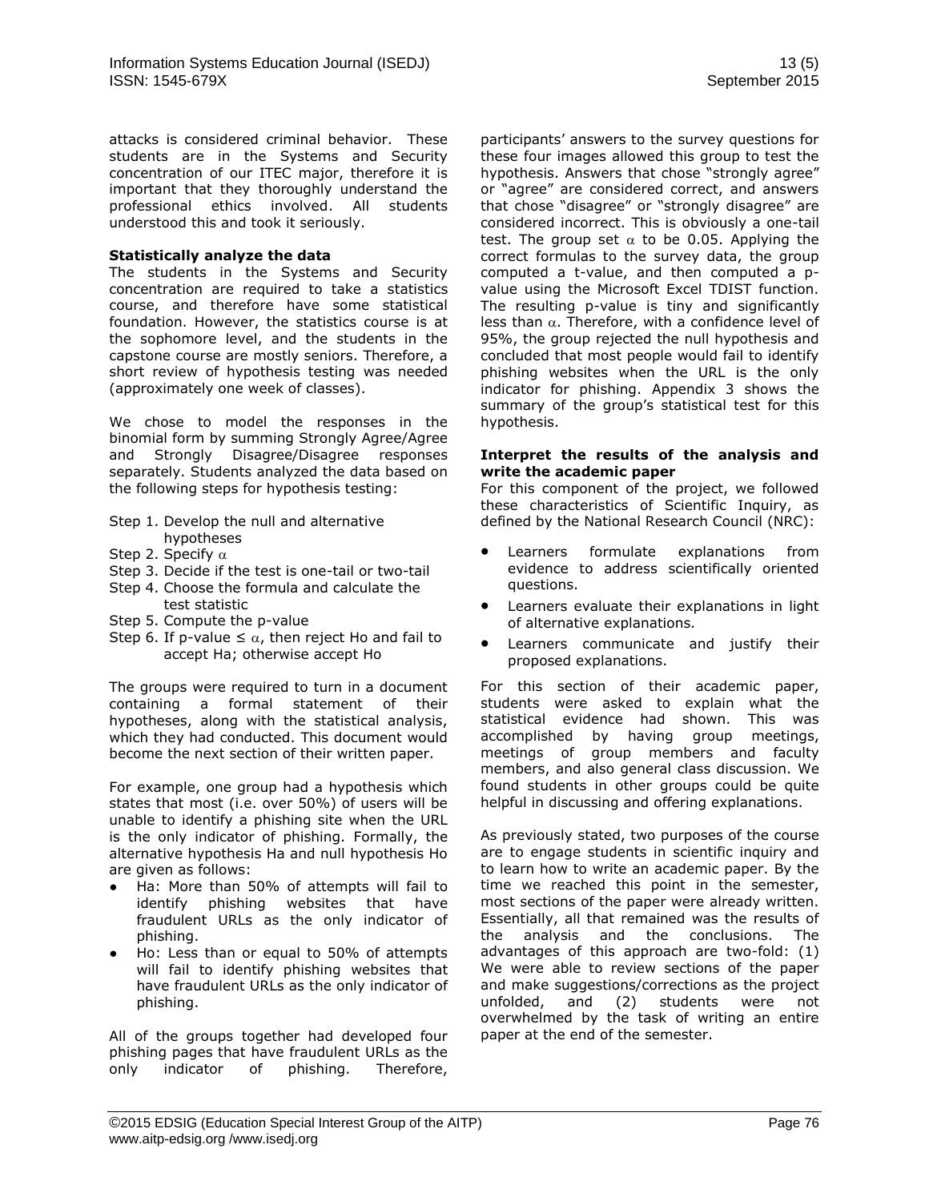attacks is considered criminal behavior. These students are in the Systems and Security concentration of our ITEC major, therefore it is important that they thoroughly understand the professional ethics involved. All students understood this and took it seriously.

**Statistically analyze the data**

The students in the Systems and Security concentration are required to take a statistics course, and therefore have some statistical foundation. However, the statistics course is at the sophomore level, and the students in the capstone course are mostly seniors. Therefore, a short review of hypothesis testing was needed (approximately one week of classes).

We chose to model the responses in the binomial form by summing Strongly Agree/Agree and Strongly Disagree/Disagree responses separately. Students analyzed the data based on the following steps for hypothesis testing:

- Step 1. Develop the null and alternative hypotheses
- Step 2. Specify $\alpha$
- Step 3. Decide if the test is one-tail or two-tail
- Step 4. Choose the formula and calculate the test statistic
- Step 5. Compute the p-value
- Step 6. If p-value $\leq \alpha$, then reject Ho and fail to accept Ha; otherwise accept Ho

The groups were required to turn in a document containing a formal statement of their hypotheses, along with the statistical analysis, which they had conducted. This document would become the next section of their written paper.

For example, one group had a hypothesis which states that most (i.e. over 50%) of users will be unable to identify a phishing site when the URL is the only indicator of phishing. Formally, the alternative hypothesis Ha and null hypothesis Ho are given as follows:

- Ha: More than 50% of attempts will fail to identify phishing websites that have fraudulent URLs as the only indicator of phishing.
- Ho: Less than or equal to 50% of attempts will fail to identify phishing websites that have fraudulent URLs as the only indicator of phishing.

All of the groups together had developed four phishing pages that have fraudulent URLs as the only indicator of phishing. Therefore, participants' answers to the survey questions for these four images allowed this group to test the hypothesis. Answers that chose "strongly agree" or "agree" are considered correct, and answers that chose "disagree" or "strongly disagree" are considered incorrect. This is obviously a one-tail test. The group set $\alpha$ to be 0.05. Applying the correct formulas to the survey data, the group computed a t-value, and then computed a p-value using the Microsoft Excel TDIST function. The resulting p-value is tiny and significantly less than $\alpha$. Therefore, with a confidence level of 95%, the group rejected the null hypothesis and concluded that most people would fail to identify phishing websites when the URL is the only indicator for phishing. Appendix 3 shows the summary of the group's statistical test for this hypothesis.

**Interpret the results of the analysis and write the academic paper**

For this component of the project, we followed these characteristics of Scientific Inquiry, as defined by the National Research Council (NRC):

- Learners formulate explanations from evidence to address scientifically oriented questions.
- Learners evaluate their explanations in light of alternative explanations.
- Learners communicate and justify their proposed explanations.

For this section of their academic paper, students were asked to explain what the statistical evidence had shown. This was accomplished by having group meetings, meetings of group members and faculty members, and also general class discussion. We found students in other groups could be quite helpful in discussing and offering explanations.

As previously stated, two purposes of the course are to engage students in scientific inquiry and to learn how to write an academic paper. By the time we reached this point in the semester, most sections of the paper were already written. Essentially, all that remained was the results of the analysis and the conclusions. The advantages of this approach are two-fold: (1) We were able to review sections of the paper and make suggestions/corrections as the project unfolded, and (2) students were not overwhelmed by the task of writing an entire paper at the end of the semester.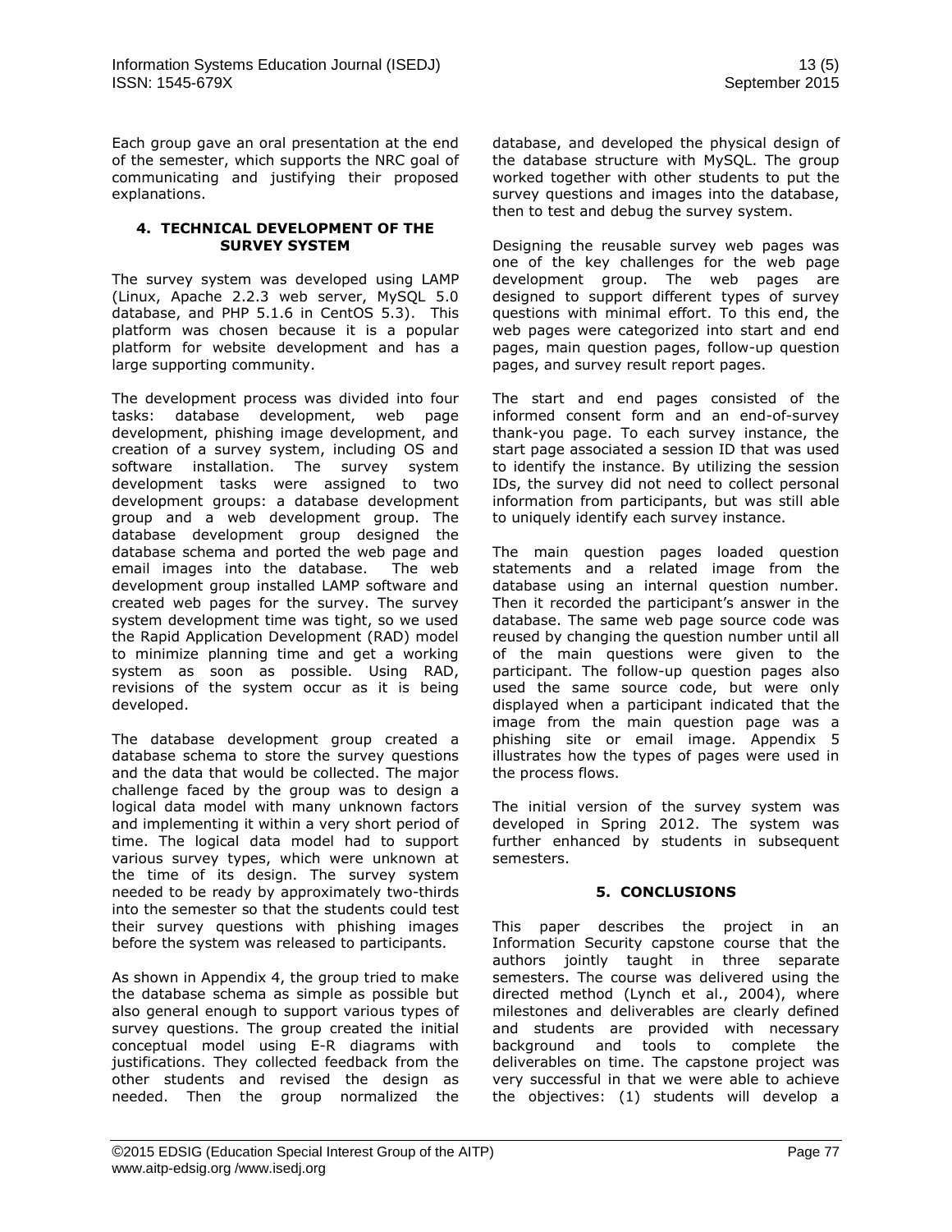Each group gave an oral presentation at the end of the semester, which supports the NRC goal of communicating and justifying their proposed explanations.

## 4. TECHNICAL DEVELOPMENT OF THE SURVEY SYSTEM

The survey system was developed using LAMP (Linux, Apache 2.2.3 web server, MySQL 5.0 database, and PHP 5.1.6 in CentOS 5.3). This platform was chosen because it is a popular platform for website development and has a large supporting community.

The development process was divided into four tasks: database development, web page development, phishing image development, and creation of a survey system, including OS and software installation. The survey system development tasks were assigned to two development groups: a database development group and a web development group. The database development group designed the database schema and ported the web page and email images into the database. The web development group installed LAMP software and created web pages for the survey. The survey system development time was tight, so we used the Rapid Application Development (RAD) model to minimize planning time and get a working system as soon as possible. Using RAD, revisions of the system occur as it is being developed.

The database development group created a database schema to store the survey questions and the data that would be collected. The major challenge faced by the group was to design a logical data model with many unknown factors and implementing it within a very short period of time. The logical data model had to support various survey types, which were unknown at the time of its design. The survey system needed to be ready by approximately two-thirds into the semester so that the students could test their survey questions with phishing images before the system was released to participants.

As shown in Appendix 4, the group tried to make the database schema as simple as possible but also general enough to support various types of survey questions. The group created the initial conceptual model using E-R diagrams with justifications. They collected feedback from the other students and revised the design as needed. Then the group normalized the database, and developed the physical design of the database structure with MySQL. The group worked together with other students to put the survey questions and images into the database, then to test and debug the survey system.

Designing the reusable survey web pages was one of the key challenges for the web page development group. The web pages are designed to support different types of survey questions with minimal effort. To this end, the web pages were categorized into start and end pages, main question pages, follow-up question pages, and survey result report pages.

The start and end pages consisted of the informed consent form and an end-of-survey thank-you page. To each survey instance, the start page associated a session ID that was used to identify the instance. By utilizing the session IDs, the survey did not need to collect personal information from participants, but was still able to uniquely identify each survey instance.

The main question pages loaded question statements and a related image from the database using an internal question number. Then it recorded the participant's answer in the database. The same web page source code was reused by changing the question number until all of the main questions were given to the participant. The follow-up question pages also used the same source code, but were only displayed when a participant indicated that the image from the main question page was a phishing site or email image. Appendix 5 illustrates how the types of pages were used in the process flows.

The initial version of the survey system was developed in Spring 2012. The system was further enhanced by students in subsequent semesters.

## 5. CONCLUSIONS

This paper describes the project in an Information Security capstone course that the authors jointly taught in three separate semesters. The course was delivered using the directed method (Lynch et al., 2004), where milestones and deliverables are clearly defined and students are provided with necessary background and tools to complete the deliverables on time. The capstone project was very successful in that we were able to achieve the objectives: (1) students will develop a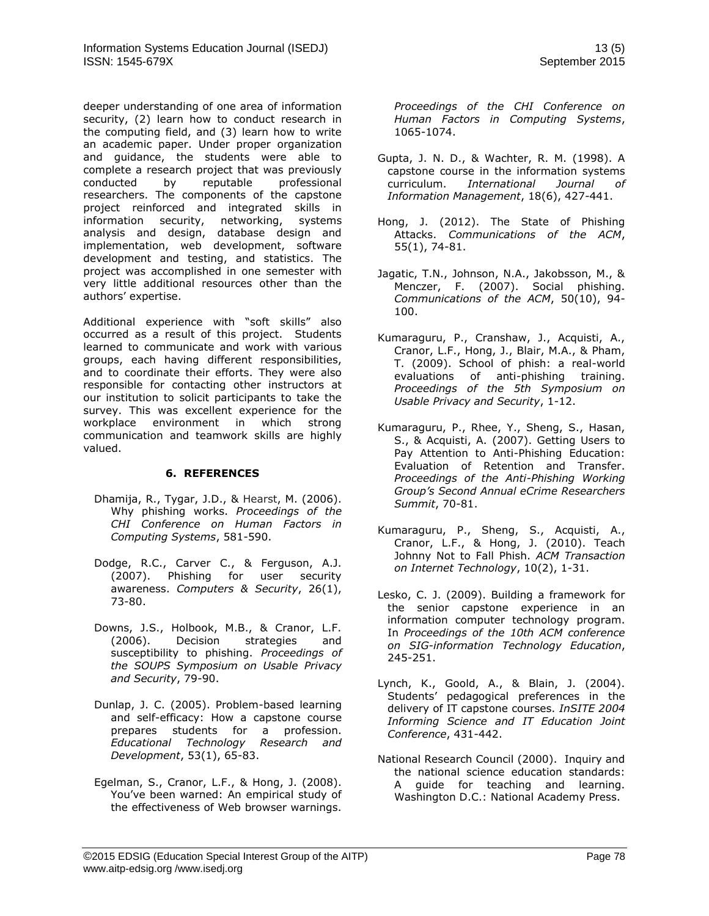deeper understanding of one area of information security, (2) learn how to conduct research in the computing field, and (3) learn how to write an academic paper. Under proper organization and guidance, the students were able to complete a research project that was previously conducted by reputable professional researchers. The components of the capstone project reinforced and integrated skills in information security, networking, systems analysis and design, database design and implementation, web development, software development and testing, and statistics. The project was accomplished in one semester with very little additional resources other than the authors' expertise.

Additional experience with "soft skills" also occurred as a result of this project. Students learned to communicate and work with various groups, each having different responsibilities, and to coordinate their efforts. They were also responsible for contacting other instructors at our institution to solicit participants to take the survey. This was excellent experience for the workplace environment in which strong communication and teamwork skills are highly valued.

## 6. REFERENCES

Dhamija, R., Tygar, J.D., & Hearst, M. (2006). Why phishing works. *Proceedings of the CHI Conference on Human Factors in Computing Systems*, 581-590.

Dodge, R.C., Carver C., & Ferguson, A.J. (2007). Phishing for user security awareness. *Computers & Security*, 26(1), 73-80.

Downs, J.S., Holbook, M.B., & Cranor, L.F. (2006). Decision strategies and susceptibility to phishing. *Proceedings of the SOUPS Symposium on Usable Privacy and Security*, 79-90.

Dunlap, J. C. (2005). Problem-based learning and self-efficacy: How a capstone course prepares students for a profession. *Educational Technology Research and Development*, 53(1), 65-83.

Egelman, S., Cranor, L.F., & Hong, J. (2008). You've been warned: An empirical study of the effectiveness of Web browser warnings. *Proceedings of the CHI Conference on Human Factors in Computing Systems*, 1065-1074.

Gupta, J. N. D., & Wachter, R. M. (1998). A capstone course in the information systems curriculum. *International Journal of Information Management*, 18(6), 427-441.

Hong, J. (2012). The State of Phishing Attacks. *Communications of the ACM*, 55(1), 74-81.

Jagatic, T.N., Johnson, N.A., Jakobsson, M., & Menczer, F. (2007). Social phishing. *Communications of the ACM*, 50(10), 94-100.

Kumaraguru, P., Cranshaw, J., Acquisti, A., Cranor, L.F., Hong, J., Blair, M.A., & Pham, T. (2009). School of phish: a real-world evaluations of anti-phishing training. *Proceedings of the 5th Symposium on Usable Privacy and Security*, 1-12.

Kumaraguru, P., Rhee, Y., Sheng, S., Hasan, S., & Acquisti, A. (2007). Getting Users to Pay Attention to Anti-Phishing Education: Evaluation of Retention and Transfer. *Proceedings of the Anti-Phishing Working Group's Second Annual eCrime Researchers Summit*, 70-81.

Kumaraguru, P., Sheng, S., Acquisti, A., Cranor, L.F., & Hong, J. (2010). Teach Johnny Not to Fall Phish. *ACM Transaction on Internet Technology*, 10(2), 1-31.

Lesko, C. J. (2009). Building a framework for the senior capstone experience in an information computer technology program. In *Proceedings of the 10th ACM conference on SIG-information Technology Education*, 245-251.

Lynch, K., Goold, A., & Blain, J. (2004). Students' pedagogical preferences in the delivery of IT capstone courses. *InSITE 2004 Informing Science and IT Education Joint Conference*, 431-442.

National Research Council (2000). Inquiry and the national science education standards: A guide for teaching and learning. Washington D.C.: National Academy Press.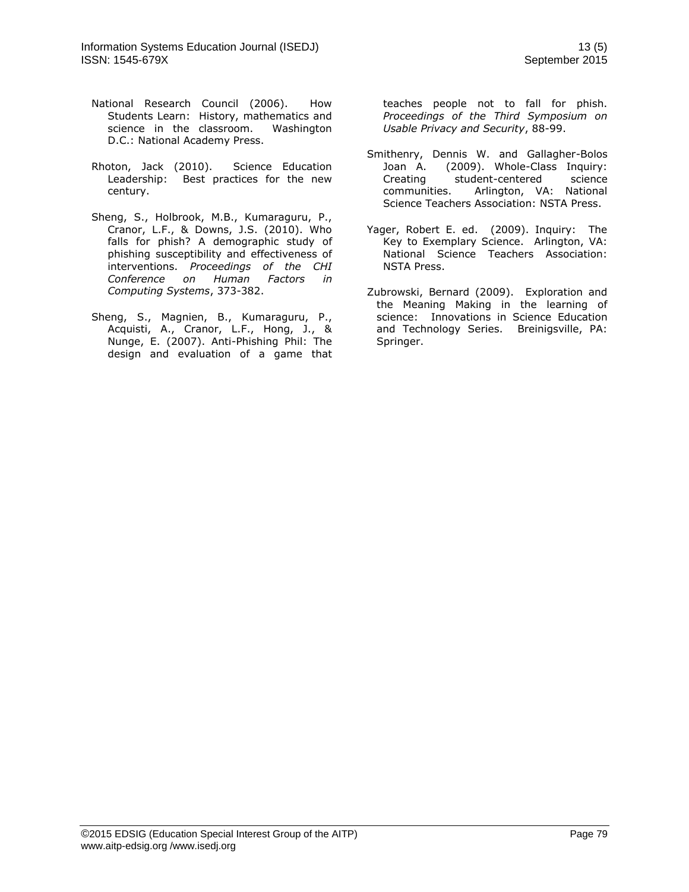National Research Council (2006). How Students Learn: History, mathematics and science in the classroom. Washington D.C.: National Academy Press.

Rhoton, Jack (2010). Science Education Leadership: Best practices for the new century.

Sheng, S., Holbrook, M.B., Kumaraguru, P., Cranor, L.F., & Downs, J.S. (2010). Who falls for phish? A demographic study of phishing susceptibility and effectiveness of interventions. *Proceedings of the CHI Conference on Human Factors in Computing Systems*, 373-382.

Sheng, S., Magnien, B., Kumaraguru, P., Acquisti, A., Cranor, L.F., Hong, J., & Nunge, E. (2007). Anti-Phishing Phil: The design and evaluation of a game that teaches people not to fall for phish. *Proceedings of the Third Symposium on Usable Privacy and Security*, 88-99.

Smithenry, Dennis W. and Gallagher-Bolos Joan A. (2009). Whole-Class Inquiry: Creating student-centered science communities. Arlington, VA: National Science Teachers Association: NSTA Press.

Yager, Robert E. ed. (2009). Inquiry: The Key to Exemplary Science. Arlington, VA: National Science Teachers Association: NSTA Press.

Zubrowski, Bernard (2009). Exploration and the Meaning Making in the learning of science: Innovations in Science Education and Technology Series. Breinigsville, PA: Springer.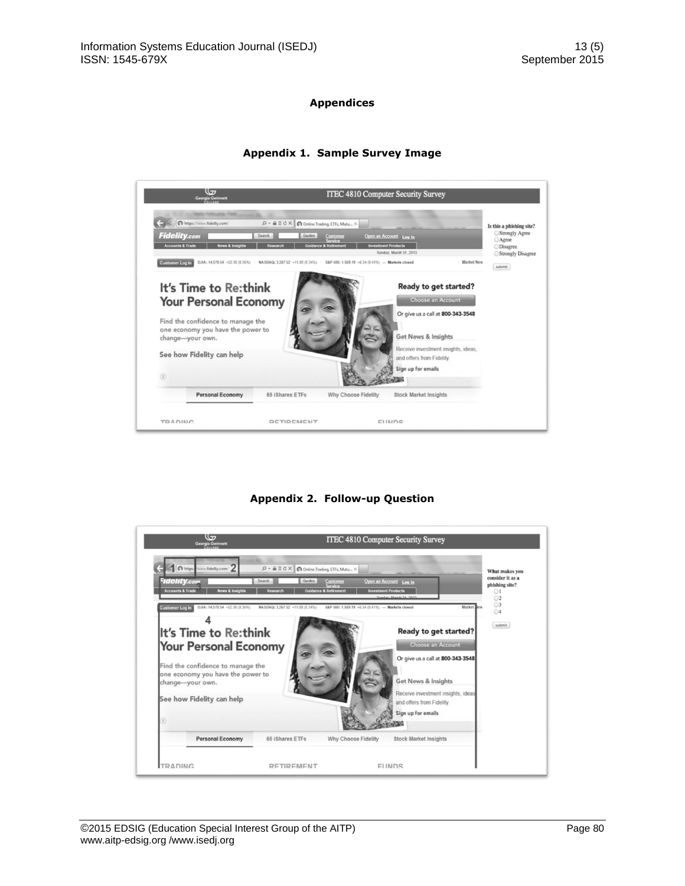# Appendices

## Appendix 1. Sample Survey Image

## Appendix 2. Follow-up Question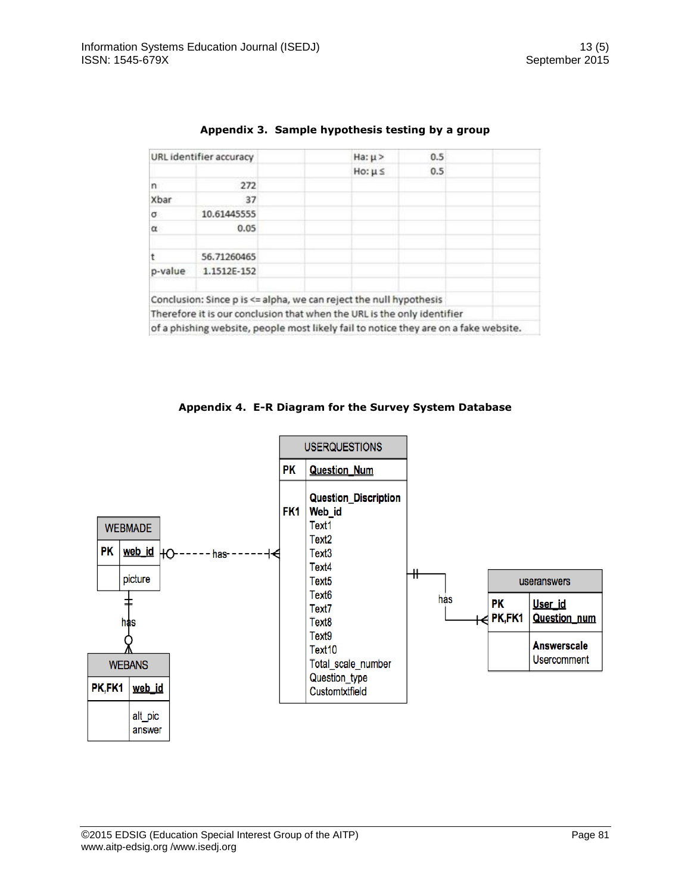**Appendix 3. Sample hypothesis testing by a group**

| URL identifier accuracy | | | Ha: μ > | 0.5 |
|---|---|---|---|---|
| | | | Ho: μ ≤ | 0.5 |
| n | 272 | | | |
| Xbar | 37 | | | |
| σ | 10.61445555 | | | |
| α | 0.05 | | | |
| | | | | |
| t | 56.71260465 | | | |
| p-value | 1.1512E-152 | | | |
| | | | | |
| Conclusion: Since p is <= alpha, we can reject the null hypothesis | | | | |
| Therefore it is our conclusion that when the URL is the only identifier | | | | |
| of a phishing website, people most likely fail to notice they are on a fake website. | | | | |

**Appendix 4. E-R Diagram for the Survey System Database**

**USERQUESTIONS**

| | |
|---|---|
| PK | Question_Num |
| | Question_Discription |
| FK1 | Web_id |
| | Text1 |
| | Text2 |
| | Text3 |
| | Text4 |
| | Text5 |
| | Text6 |
| | Text7 |
| | Text8 |
| | Text9 |
| | Text10 |
| | Total_scale_number |
| | Question_type |
| | Customtxtfield |

**WEBMADE**

| | |
|---|---|
| PK | web_id |
| | picture |

**WEBANS**

| | |
|---|---|
| PK,FK1 | web_id |
| | alt_pic |
| | answer |

**useranswers**

| | |
|---|---|
| PK | User_id |
| PK,FK1 | Question_num |
| | Answerscale |
| | Usercomment |

Relationships: WEBMADE — has — USERQUESTIONS; WEBMADE — has — WEBANS; USERQUESTIONS — has — useranswers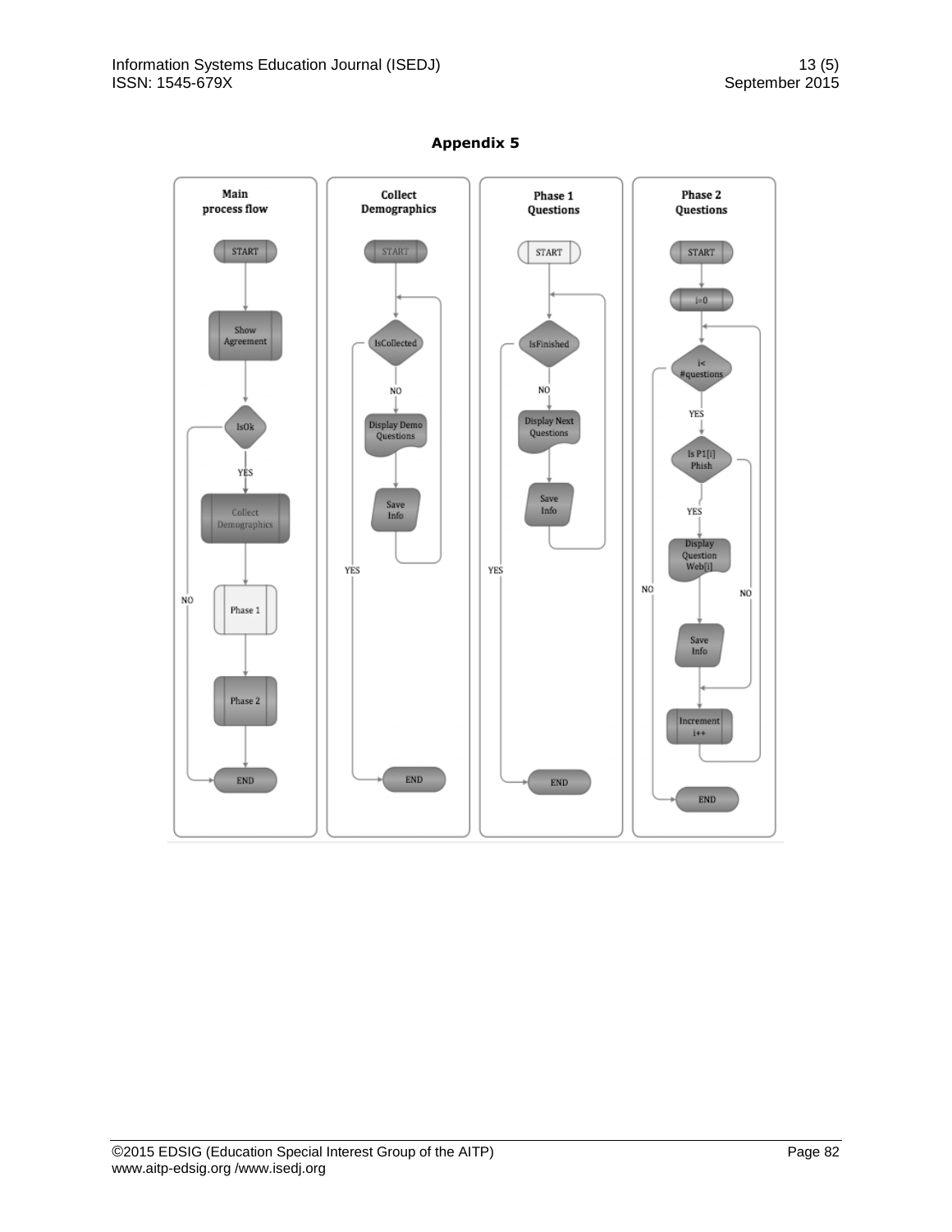## Appendix 5

Main process flow

START

Show Agreement

IsOk

YES

NO

Collect Demographics

Phase 1

Phase 2

END

Collect Demographics

START

IsCollected

NO

Display Demo Questions

Save Info

YES

END

Phase 1 Questions

START

IsFinished

NO

Display Next Questions

Save Info

YES

END

Phase 2 Questions

START

i=0

i< #questions

YES

Is P1[i] Phish

YES

Display Question Web[i]

Save Info

NO

NO

Increment i++

END